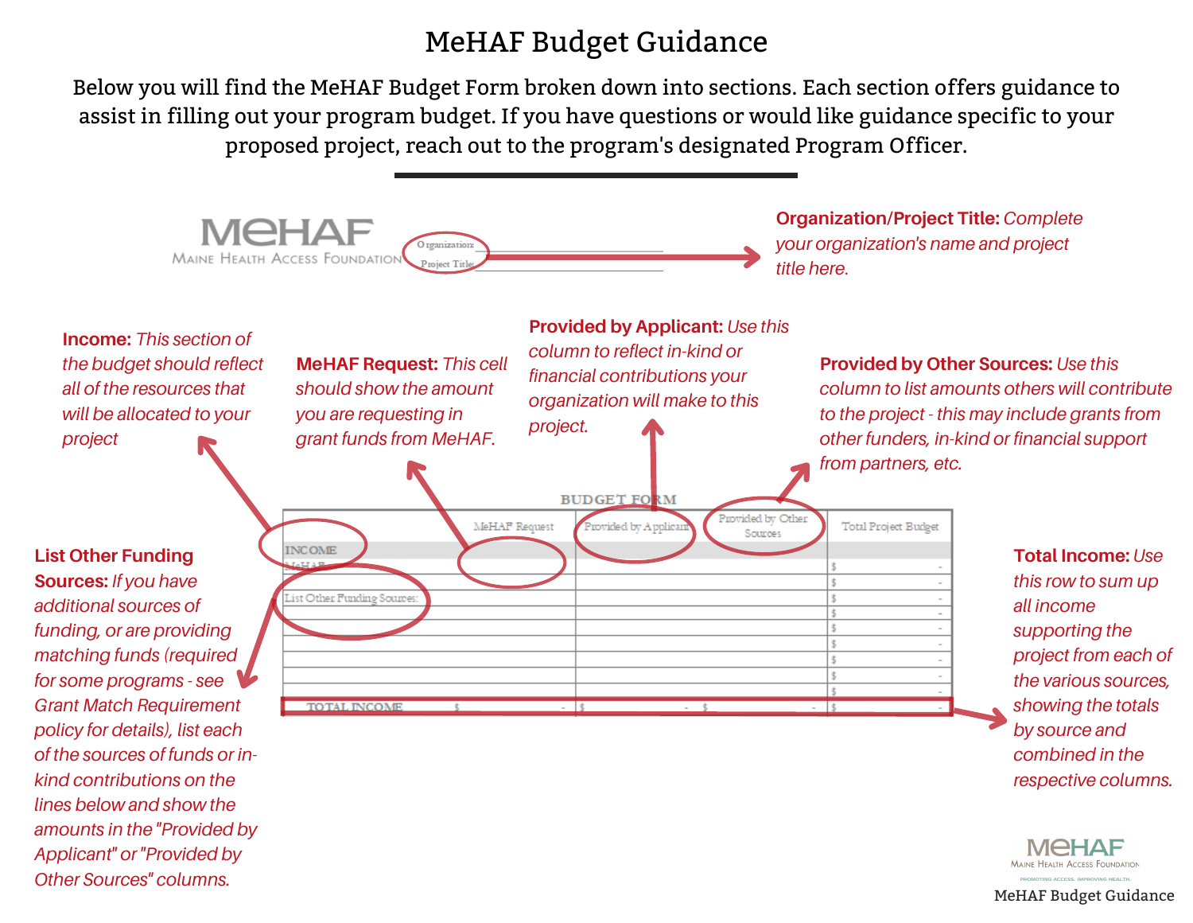# MeHAF Budget Guidance

Below you will find the MeHAF Budget Form broken down into sections. Each section offers guidance to assist in filling out your program budget. If you have questions or would like guidance specific to your proposed project, reach out to the program's designated Program Officer.

---

MeHAF — Maine Health Access Foundation

Organization: ______________________

Project Title: ______________________

**Organization/Project Title:** *Complete your organization's name and project title here.*

**Income:** *This section of the budget should reflect all of the resources that will be allocated to your project*

**MeHAF Request:** *This cell should show the amount you are requesting in grant funds from MeHAF.*

**Provided by Applicant:** *Use this column to reflect in-kind or financial contributions your organization will make to this project.*

**Provided by Other Sources:** *Use this column to list amounts others will contribute to the project - this may include grants from other funders, in-kind or financial support from partners, etc.*

**BUDGET FORM**

| | MeHAF Request | Provided by Applicant | Provided by Other Sources | Total Project Budget |
|---|---|---|---|---|
| INCOME | | | | |
| MeHAF | | | | $ - |
| | | | | $ - |
| List Other Funding Sources: | | | | $ - |
| | | | | $ - |
| | | | | $ - |
| | | | | $ - |
| | | | | $ - |
| | | | | $ - |
| | | | | $ - |
| TOTAL INCOME | $ - | $ - | $ - | $ - |

**List Other Funding Sources:** *If you have additional sources of funding, or are providing matching funds (required for some programs - see Grant Match Requirement policy for details), list each of the sources of funds or in-kind contributions on the lines below and show the amounts in the "Provided by Applicant" or "Provided by Other Sources" columns.*

**Total Income:** *Use this row to sum up all income supporting the project from each of the various sources, showing the totals by source and combined in the respective columns.*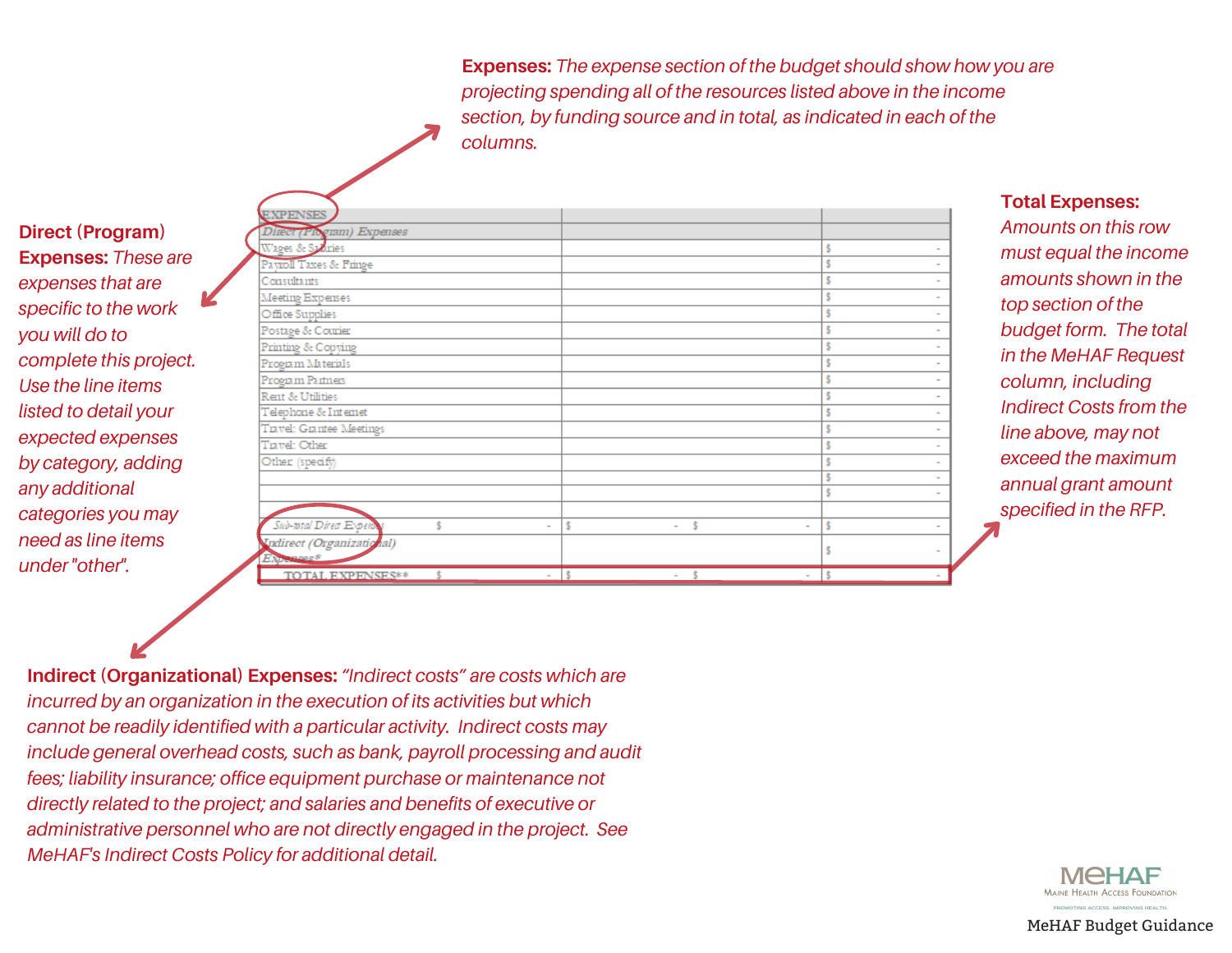**Expenses:** *The expense section of the budget should show how you are projecting spending all of the resources listed above in the income section, by funding source and in total, as indicated in each of the columns.*

**Direct (Program) Expenses:** *These are expenses that are specific to the work you will do to complete this project. Use the line items listed to detail your expected expenses by category, adding any additional categories you may need as line items under "other".*

| EXPENSES | | | |
|---|---|---|---|
| *Direct (Program) Expenses* | | | |
| Wages & Salaries | | | $ - |
| Payroll Taxes & Fringe | | | $ - |
| Consultants | | | $ - |
| Meeting Expenses | | | $ - |
| Office Supplies | | | $ - |
| Postage & Courier | | | $ - |
| Printing & Copying | | | $ - |
| Program Materials | | | $ - |
| Program Partners | | | $ - |
| Rent & Utilities | | | $ - |
| Telephone & Internet | | | $ - |
| Travel: Grantee Meetings | | | $ - |
| Travel: Other | | | $ - |
| Other (specify) | | | $ - |
| | | | $ - |
| | | | $ - |
| | | | |
| *Sub-total Direct Expenses* | $ - | $ - | $ - | $ - |
| *Indirect (Organizational) Expenses\** | | | $ - |
| TOTAL EXPENSES\*\* | $ - | $ - | $ - | $ - |

**Total Expenses:** *Amounts on this row must equal the income amounts shown in the top section of the budget form. The total in the MeHAF Request column, including Indirect Costs from the line above, may not exceed the maximum annual grant amount specified in the RFP.*

**Indirect (Organizational) Expenses:** *"Indirect costs" are costs which are incurred by an organization in the execution of its activities but which cannot be readily identified with a particular activity. Indirect costs may include general overhead costs, such as bank, payroll processing and audit fees; liability insurance; office equipment purchase or maintenance not directly related to the project; and salaries and benefits of executive or administrative personnel who are not directly engaged in the project. See MeHAF's Indirect Costs Policy for additional detail.*

MeHAF
Maine Health Access Foundation
Promoting Access. Improving Health.

MeHAF Budget Guidance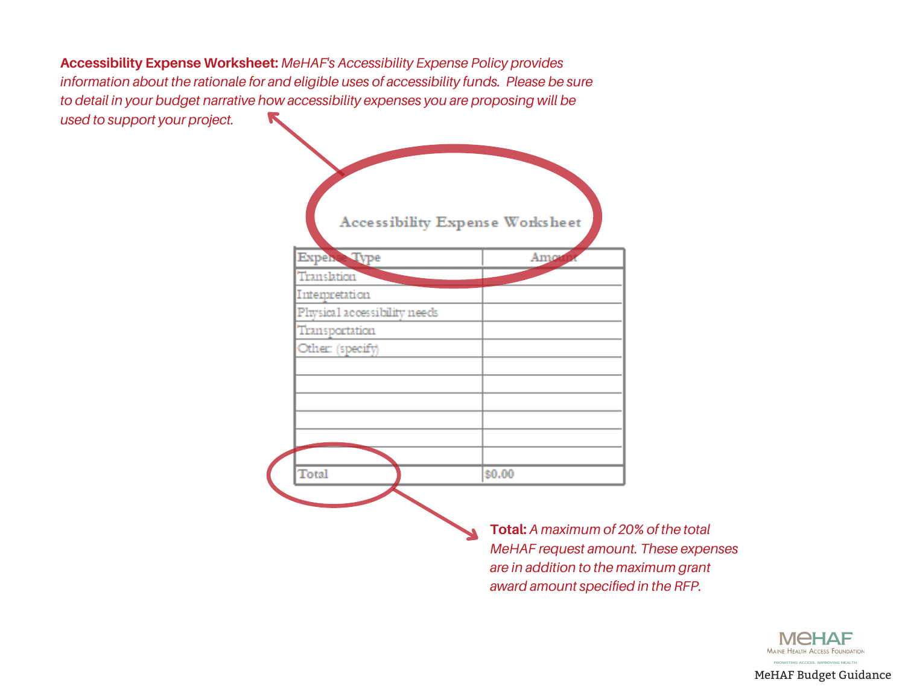**Accessibility Expense Worksheet:** *MeHAF's Accessibility Expense Policy provides information about the rationale for and eligible uses of accessibility funds. Please be sure to detail in your budget narrative how accessibility expenses you are proposing will be used to support your project.*

## Accessibility Expense Worksheet

| Expense Type | Amount |
|---|---|
| Translation | |
| Interpretation | |
| Physical accessibility needs | |
| Transportation | |
| Other: (specify) | |
| | |
| | |
| | |
| | |
| | |
| | |
| Total | $0.00 |

**Total:** *A maximum of 20% of the total MeHAF request amount. These expenses are in addition to the maximum grant award amount specified in the RFP.*

MeHAF
Maine Health Access Foundation
PROMOTING ACCESS. IMPROVING HEALTH.

MeHAF Budget Guidance